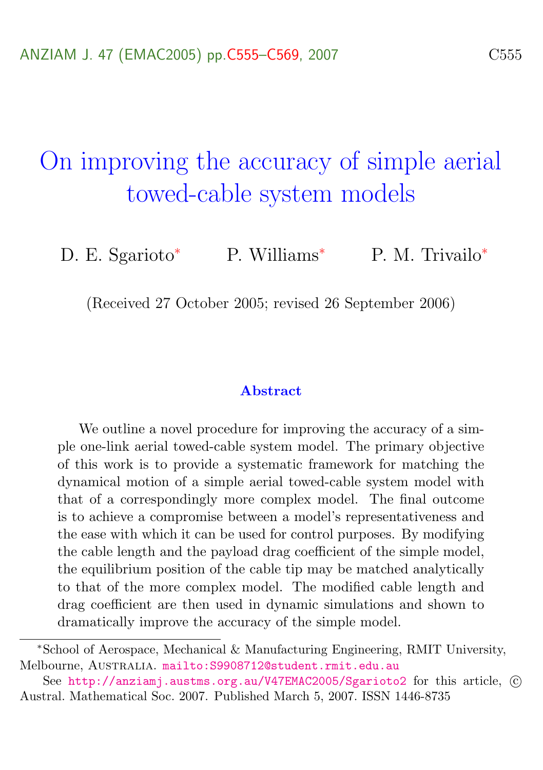# On improving the accuracy of simple aerial towed-cable system models

D. E. Sgarioto[*] P. Williams[*] P. M. Trivailo[*]

(Received 27 October 2005; revised 26 September 2006)

## Abstract

We outline a novel procedure for improving the accuracy of a simple one-link aerial towed-cable system model. The primary objective of this work is to provide a systematic framework for matching the dynamical motion of a simple aerial towed-cable system model with that of a correspondingly more complex model. The final outcome is to achieve a compromise between a model's representativeness and the ease with which it can be used for control purposes. By modifying the cable length and the payload drag coefficient of the simple model, the equilibrium position of the cable tip may be matched analytically to that of the more complex model. The modified cable length and drag coefficient are then used in dynamic simulations and shown to dramatically improve the accuracy of the simple model.

---

[*] School of Aerospace, Mechanical & Manufacturing Engineering, RMIT University, Melbourne, Australia. mailto:S9908712@student.rmit.edu.au

See http://anziamj.austms.org.au/V47EMAC2005/Sgarioto2 for this article, © Austral. Mathematical Soc. 2007. Published March 5, 2007. ISSN 1446-8735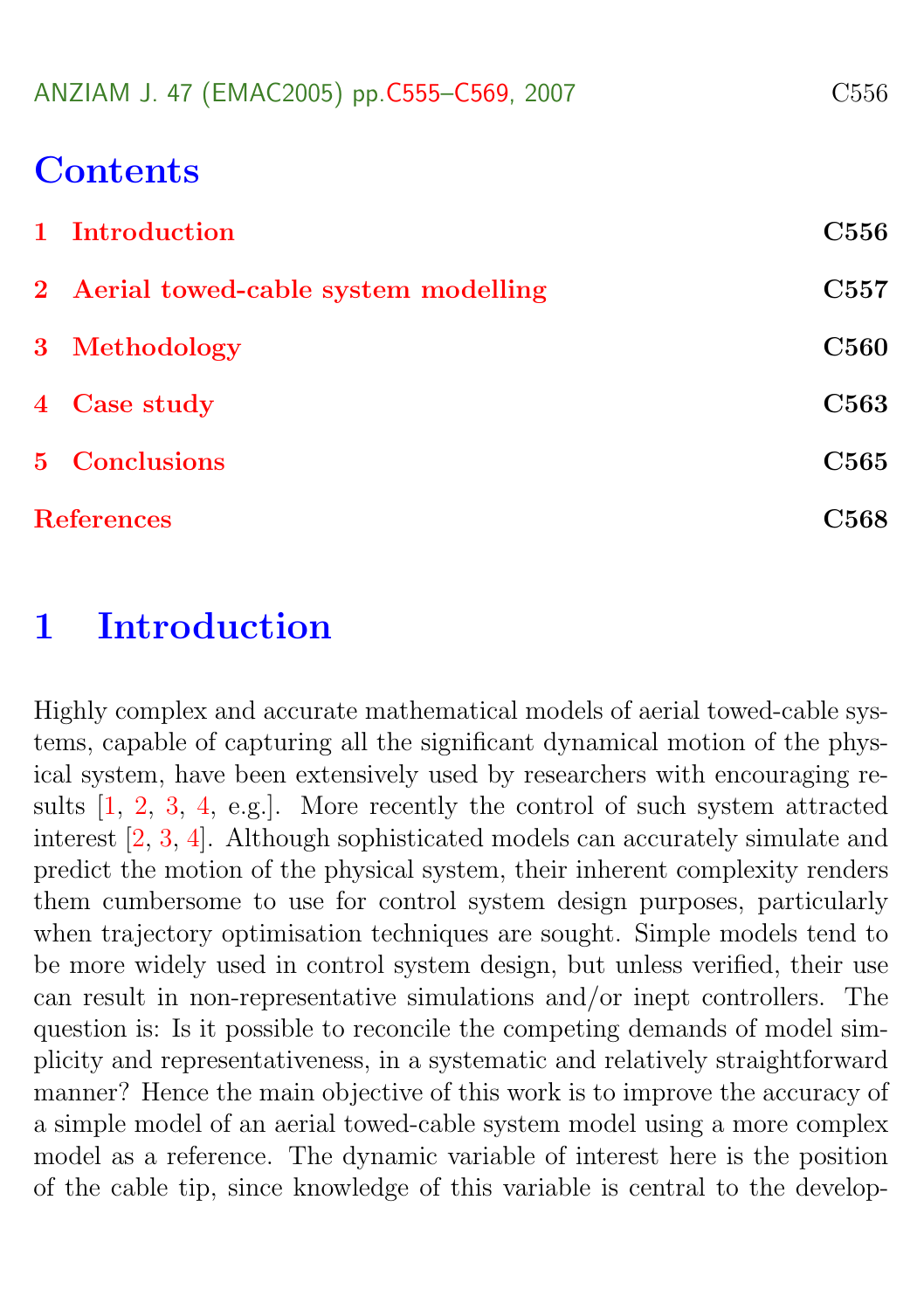# Contents

1 Introduction C556

2 Aerial towed-cable system modelling C557

3 Methodology C560

4 Case study C563

5 Conclusions C565

References C568

## 1 Introduction

Highly complex and accurate mathematical models of aerial towed-cable systems, capable of capturing all the significant dynamical motion of the physical system, have been extensively used by researchers with encouraging results [1, 2, 3, 4, e.g.]. More recently the control of such system attracted interest [2, 3, 4]. Although sophisticated models can accurately simulate and predict the motion of the physical system, their inherent complexity renders them cumbersome to use for control system design purposes, particularly when trajectory optimisation techniques are sought. Simple models tend to be more widely used in control system design, but unless verified, their use can result in non-representative simulations and/or inept controllers. The question is: Is it possible to reconcile the competing demands of model simplicity and representativeness, in a systematic and relatively straightforward manner? Hence the main objective of this work is to improve the accuracy of a simple model of an aerial towed-cable system model using a more complex model as a reference. The dynamic variable of interest here is the position of the cable tip, since knowledge of this variable is central to the develop-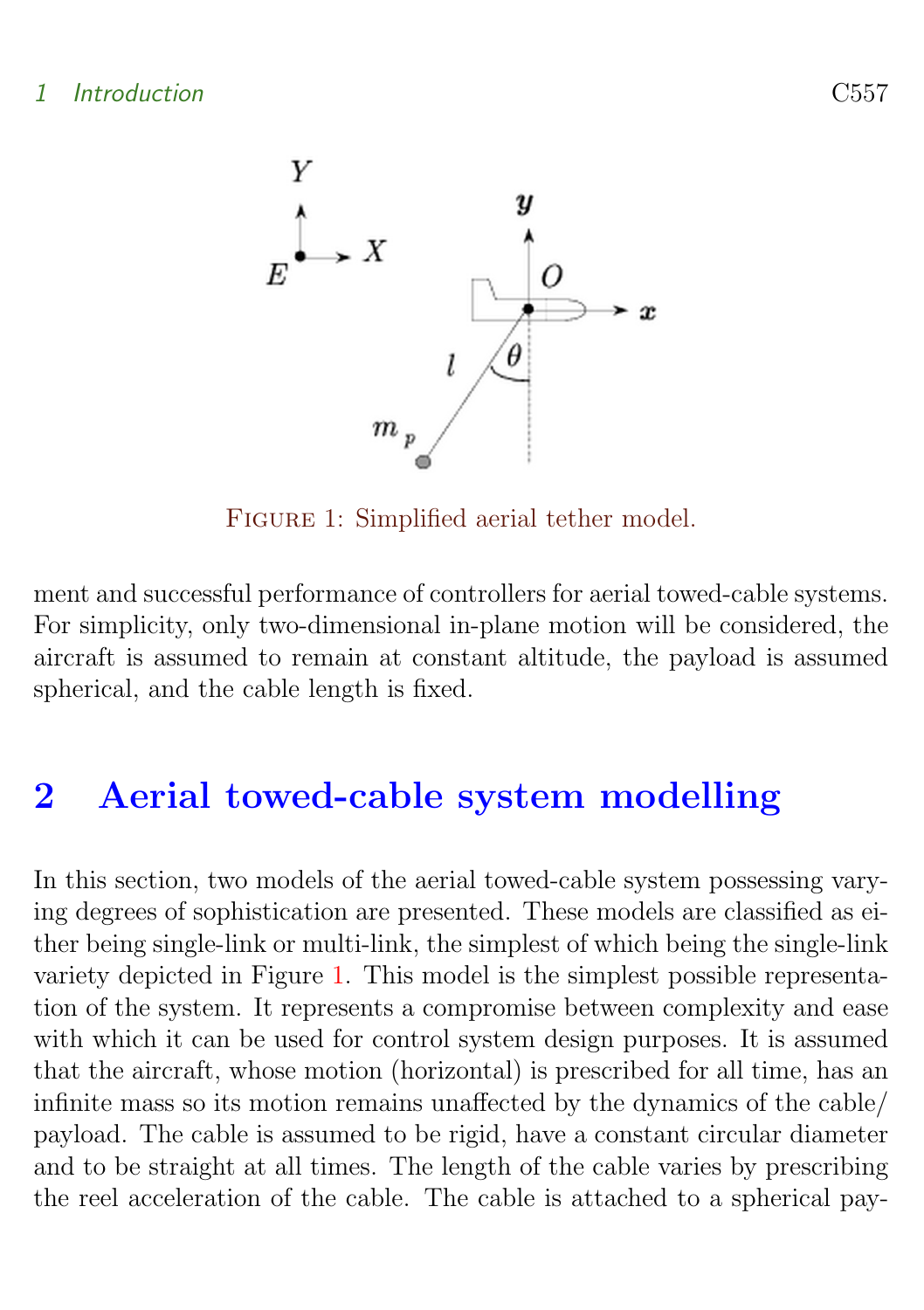Figure 1: Simplified aerial tether model.

ment and successful performance of controllers for aerial towed-cable systems. For simplicity, only two-dimensional in-plane motion will be considered, the aircraft is assumed to remain at constant altitude, the payload is assumed spherical, and the cable length is fixed.

## 2 Aerial towed-cable system modelling

In this section, two models of the aerial towed-cable system possessing varying degrees of sophistication are presented. These models are classified as either being single-link or multi-link, the simplest of which being the single-link variety depicted in Figure 1. This model is the simplest possible representation of the system. It represents a compromise between complexity and ease with which it can be used for control system design purposes. It is assumed that the aircraft, whose motion (horizontal) is prescribed for all time, has an infinite mass so its motion remains unaffected by the dynamics of the cable/payload. The cable is assumed to be rigid, have a constant circular diameter and to be straight at all times. The length of the cable varies by prescribing the reel acceleration of the cable. The cable is attached to a spherical pay-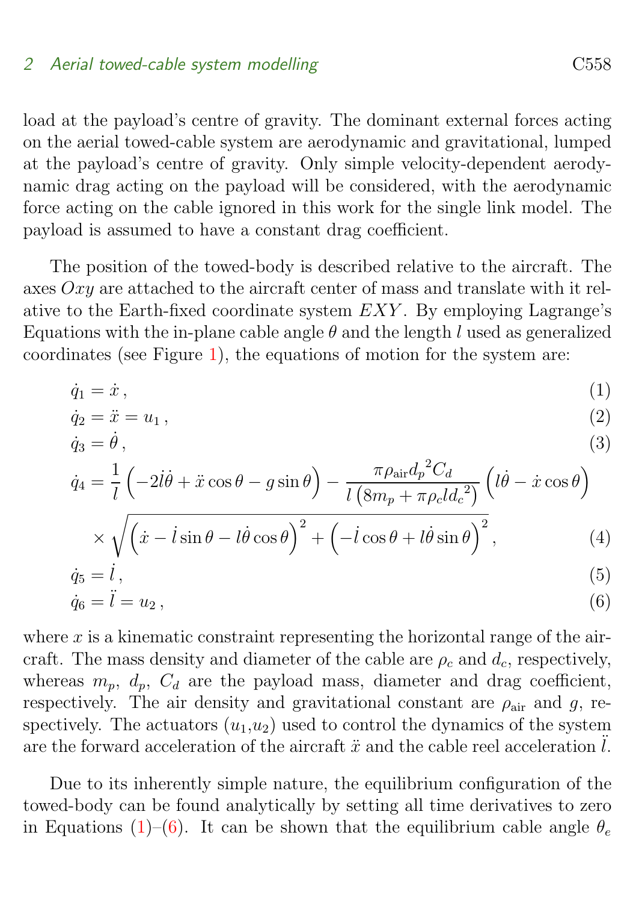load at the payload's centre of gravity. The dominant external forces acting on the aerial towed-cable system are aerodynamic and gravitational, lumped at the payload's centre of gravity. Only simple velocity-dependent aerodynamic drag acting on the payload will be considered, with the aerodynamic force acting on the cable ignored in this work for the single link model. The payload is assumed to have a constant drag coefficient.

The position of the towed-body is described relative to the aircraft. The axes $Oxy$ are attached to the aircraft center of mass and translate with it relative to the Earth-fixed coordinate system $EXY$. By employing Lagrange's Equations with the in-plane cable angle $\theta$ and the length $l$ used as generalized coordinates (see Figure 1), the equations of motion for the system are:

$$\dot{q}_1 = \dot{x}\,, \tag{1}$$

$$\dot{q}_2 = \ddot{x} = u_1\,, \tag{2}$$

$$\dot{q}_3 = \dot{\theta}\,, \tag{3}$$

$$\begin{aligned}\dot{q}_4 = {} & \frac{1}{l}\left(-2\dot{l}\dot{\theta} + \ddot{x}\cos\theta - g\sin\theta\right) - \frac{\pi\rho_{\text{air}}{d_p}^2 C_d}{l\left(8m_p + \pi\rho_c l {d_c}^2\right)}\left(l\dot{\theta} - \dot{x}\cos\theta\right) \\ & \times\sqrt{\left(\dot{x} - \dot{l}\sin\theta - l\dot{\theta}\cos\theta\right)^2 + \left(-\dot{l}\cos\theta + l\dot{\theta}\sin\theta\right)^2}\,,\end{aligned} \tag{4}$$

$$\dot{q}_5 = \dot{l}\,, \tag{5}$$

$$\dot{q}_6 = \ddot{l} = u_2\,, \tag{6}$$

where $x$ is a kinematic constraint representing the horizontal range of the aircraft. The mass density and diameter of the cable are $\rho_c$ and $d_c$, respectively, whereas $m_p$, $d_p$, $C_d$ are the payload mass, diameter and drag coefficient, respectively. The air density and gravitational constant are $\rho_{\text{air}}$ and $g$, respectively. The actuators ($u_1$,$u_2$) used to control the dynamics of the system are the forward acceleration of the aircraft $\ddot{x}$ and the cable reel acceleration $\ddot{l}$.

Due to its inherently simple nature, the equilibrium configuration of the towed-body can be found analytically by setting all time derivatives to zero in Equations (1)–(6). It can be shown that the equilibrium cable angle $\theta_e$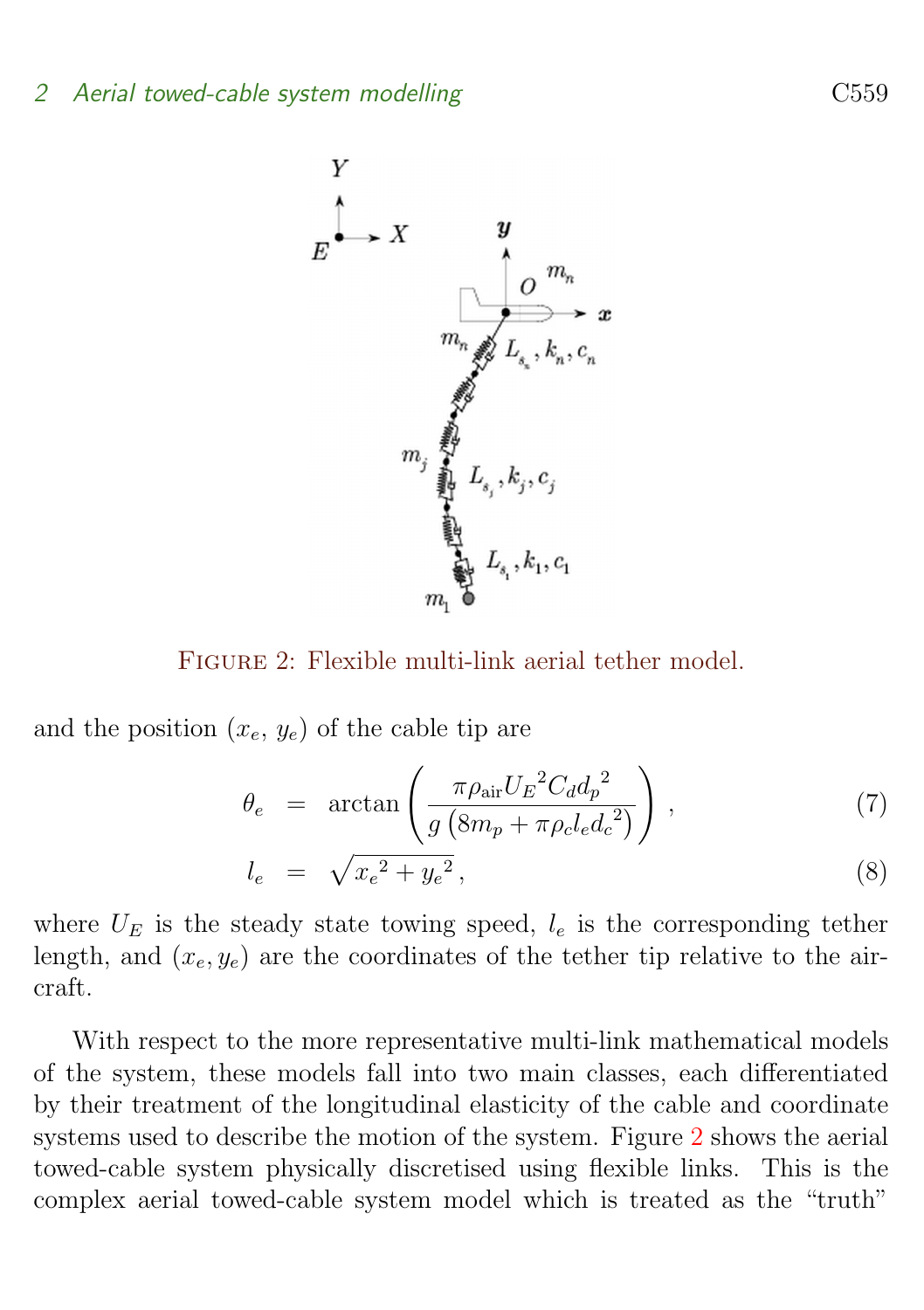FIGURE 2: Flexible multi-link aerial tether model.

and the position $(x_e, y_e)$ of the cable tip are

$$\theta_e = \arctan\left(\frac{\pi\rho_{\text{air}}{U_E}^2 C_d {d_p}^2}{g\left(8m_p + \pi\rho_c l_e {d_c}^2\right)}\right), \tag{7}$$

$$l_e = \sqrt{{x_e}^2 + {y_e}^2}, \tag{8}$$

where $U_E$ is the steady state towing speed, $l_e$ is the corresponding tether length, and $(x_e, y_e)$ are the coordinates of the tether tip relative to the aircraft.

With respect to the more representative multi-link mathematical models of the system, these models fall into two main classes, each differentiated by their treatment of the longitudinal elasticity of the cable and coordinate systems used to describe the motion of the system. Figure 2 shows the aerial towed-cable system physically discretised using flexible links. This is the complex aerial towed-cable system model which is treated as the "truth"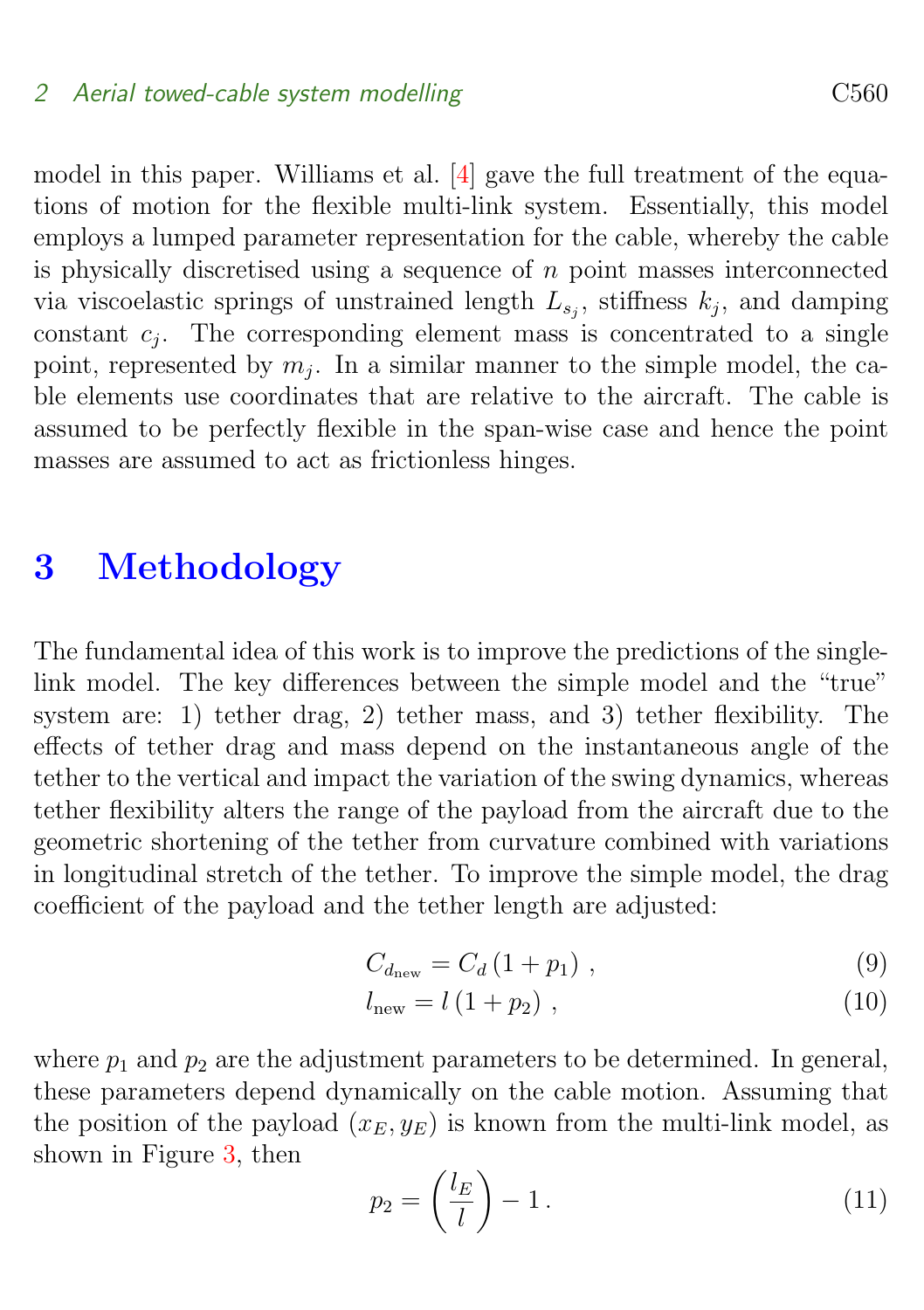model in this paper. Williams et al. [4] gave the full treatment of the equations of motion for the flexible multi-link system. Essentially, this model employs a lumped parameter representation for the cable, whereby the cable is physically discretised using a sequence of $n$ point masses interconnected via viscoelastic springs of unstrained length $L_{s_j}$, stiffness $k_j$, and damping constant $c_j$. The corresponding element mass is concentrated to a single point, represented by $m_j$. In a similar manner to the simple model, the cable elements use coordinates that are relative to the aircraft. The cable is assumed to be perfectly flexible in the span-wise case and hence the point masses are assumed to act as frictionless hinges.

# 3 Methodology

The fundamental idea of this work is to improve the predictions of the single-link model. The key differences between the simple model and the "true" system are: 1) tether drag, 2) tether mass, and 3) tether flexibility. The effects of tether drag and mass depend on the instantaneous angle of the tether to the vertical and impact the variation of the swing dynamics, whereas tether flexibility alters the range of the payload from the aircraft due to the geometric shortening of the tether from curvature combined with variations in longitudinal stretch of the tether. To improve the simple model, the drag coefficient of the payload and the tether length are adjusted:

$$C_{d_{\text{new}}} = C_d \left(1 + p_1\right) \,, \tag{9}$$

$$l_{\text{new}} = l \left(1 + p_2\right) \,, \tag{10}$$

where $p_1$ and $p_2$ are the adjustment parameters to be determined. In general, these parameters depend dynamically on the cable motion. Assuming that the position of the payload $(x_E, y_E)$ is known from the multi-link model, as shown in Figure 3, then

$$p_2 = \left(\frac{l_E}{l}\right) - 1 \,. \tag{11}$$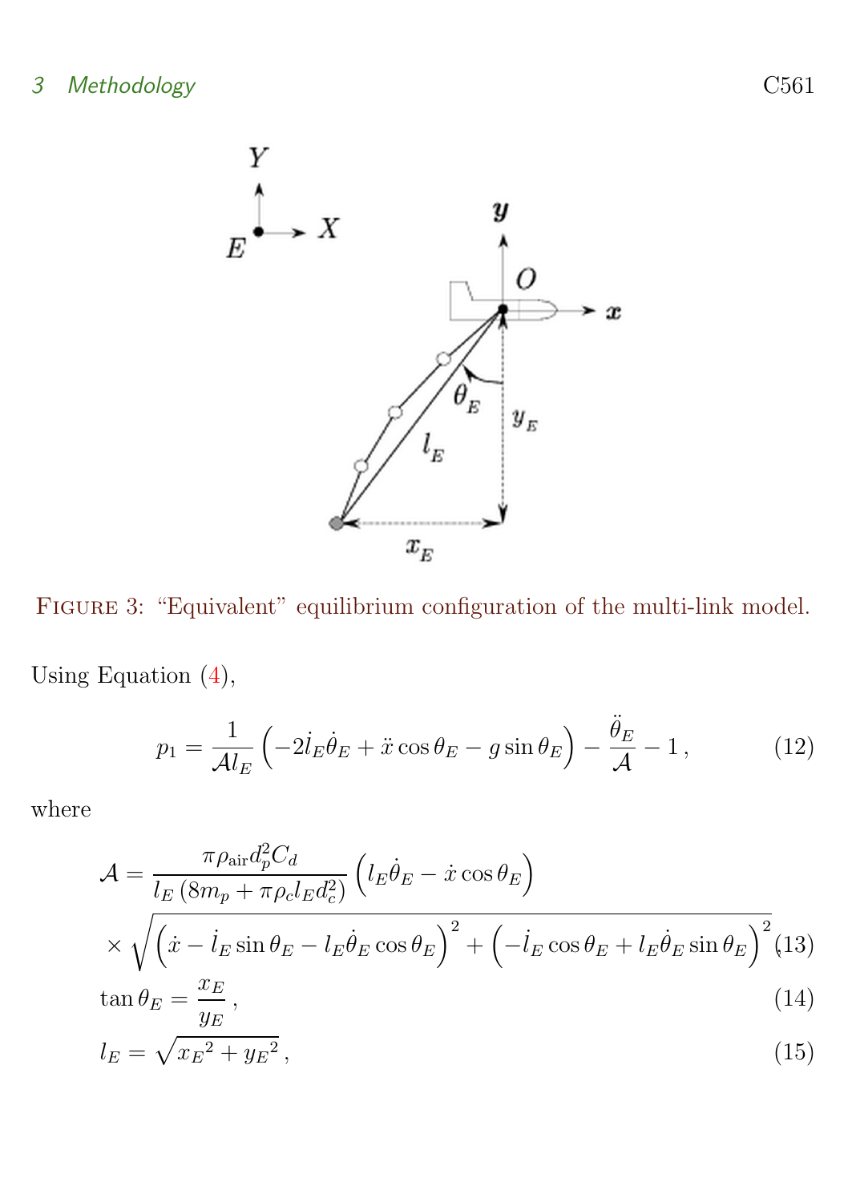FIGURE 3: "Equivalent" equilibrium configuration of the multi-link model.

Using Equation (4),

$$p_1 = \frac{1}{\mathcal{A} l_E}\left(-2\dot{l}_E\dot{\theta}_E + \ddot{x}\cos\theta_E - g\sin\theta_E\right) - \frac{\ddot{\theta}_E}{\mathcal{A}} - 1\,, \tag{12}$$

where

$$\mathcal{A} = \frac{\pi\rho_{\text{air}} d_p^2 C_d}{l_E\left(8m_p + \pi\rho_c l_E d_c^2\right)}\left(l_E\dot{\theta}_E - \dot{x}\cos\theta_E\right) \times \sqrt{\left(\dot{x} - \dot{l}_E\sin\theta_E - l_E\dot{\theta}_E\cos\theta_E\right)^2 + \left(-\dot{l}_E\cos\theta_E + l_E\dot{\theta}_E\sin\theta_E\right)^2}\,, \tag{13}$$

$$\tan\theta_E = \frac{x_E}{y_E}\,, \tag{14}$$

$$l_E = \sqrt{{x_E}^2 + {y_E}^2}\,, \tag{15}$$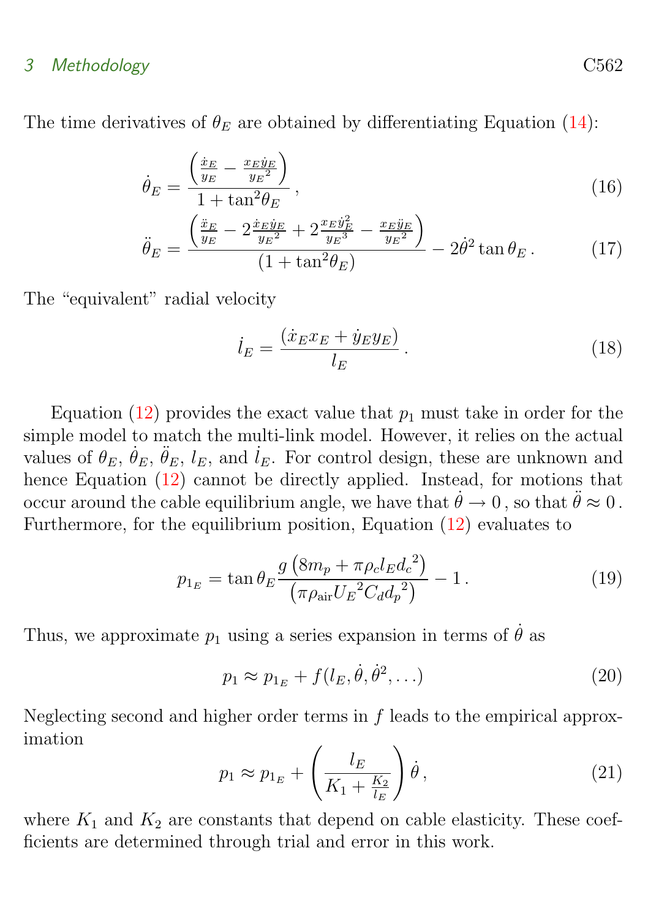The time derivatives of $\theta_E$ are obtained by differentiating Equation (14):

$$\dot{\theta}_E = \frac{\left(\frac{\dot{x}_E}{y_E} - \frac{x_E \dot{y}_E}{{y_E}^2}\right)}{1 + \tan^2\theta_E}\,, \tag{16}$$

$$\ddot{\theta}_E = \frac{\left(\frac{\ddot{x}_E}{y_E} - 2\frac{\dot{x}_E \dot{y}_E}{{y_E}^2} + 2\frac{x_E \dot{y}_E^2}{{y_E}^3} - \frac{x_E \ddot{y}_E}{{y_E}^2}\right)}{(1 + \tan^2\theta_E)} - 2\dot{\theta}^2 \tan\theta_E\,. \tag{17}$$

The "equivalent" radial velocity

$$\dot{l}_E = \frac{(\dot{x}_E x_E + \dot{y}_E y_E)}{l_E}\,. \tag{18}$$

Equation (12) provides the exact value that $p_1$ must take in order for the simple model to match the multi-link model. However, it relies on the actual values of $\theta_E$, $\dot{\theta}_E$, $\ddot{\theta}_E$, $l_E$, and $\dot{l}_E$. For control design, these are unknown and hence Equation (12) cannot be directly applied. Instead, for motions that occur around the cable equilibrium angle, we have that $\dot{\theta} \to 0$, so that $\ddot{\theta} \approx 0$. Furthermore, for the equilibrium position, Equation (12) evaluates to

$$p_{1_E} = \tan\theta_E \frac{g\left(8m_p + \pi\rho_c l_E {d_c}^2\right)}{\left(\pi\rho_{\text{air}} {U_E}^2 C_d {d_p}^2\right)} - 1\,. \tag{19}$$

Thus, we approximate $p_1$ using a series expansion in terms of $\dot{\theta}$ as

$$p_1 \approx p_{1_E} + f(l_E, \dot{\theta}, \dot{\theta}^2, \ldots) \tag{20}$$

Neglecting second and higher order terms in $f$ leads to the empirical approximation

$$p_1 \approx p_{1_E} + \left(\frac{l_E}{K_1 + \frac{K_2}{l_E}}\right)\dot{\theta}\,, \tag{21}$$

where $K_1$ and $K_2$ are constants that depend on cable elasticity. These coefficients are determined through trial and error in this work.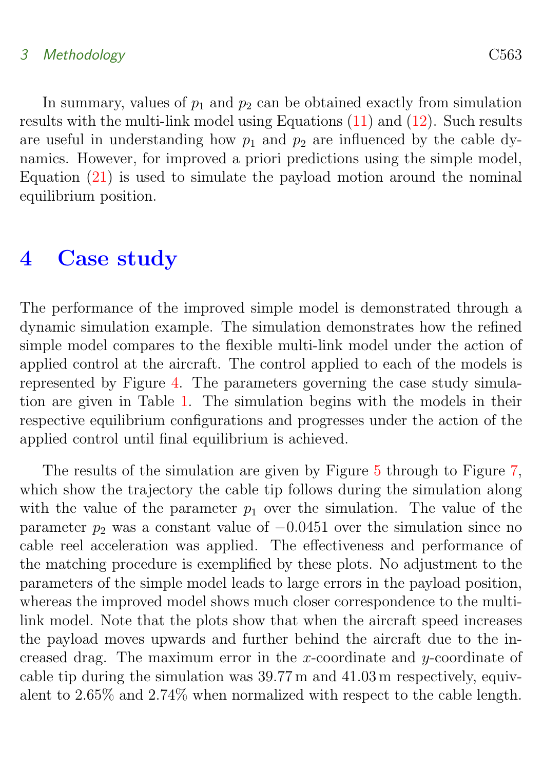In summary, values of $p_1$ and $p_2$ can be obtained exactly from simulation results with the multi-link model using Equations (11) and (12). Such results are useful in understanding how $p_1$ and $p_2$ are influenced by the cable dynamics. However, for improved a priori predictions using the simple model, Equation (21) is used to simulate the payload motion around the nominal equilibrium position.

# 4 Case study

The performance of the improved simple model is demonstrated through a dynamic simulation example. The simulation demonstrates how the refined simple model compares to the flexible multi-link model under the action of applied control at the aircraft. The control applied to each of the models is represented by Figure 4. The parameters governing the case study simulation are given in Table 1. The simulation begins with the models in their respective equilibrium configurations and progresses under the action of the applied control until final equilibrium is achieved.

The results of the simulation are given by Figure 5 through to Figure 7, which show the trajectory the cable tip follows during the simulation along with the value of the parameter $p_1$ over the simulation. The value of the parameter $p_2$ was a constant value of $-0.0451$ over the simulation since no cable reel acceleration was applied. The effectiveness and performance of the matching procedure is exemplified by these plots. No adjustment to the parameters of the simple model leads to large errors in the payload position, whereas the improved model shows much closer correspondence to the multi-link model. Note that the plots show that when the aircraft speed increases the payload moves upwards and further behind the aircraft due to the increased drag. The maximum error in the $x$-coordinate and $y$-coordinate of cable tip during the simulation was $39.77\,\mathrm{m}$ and $41.03\,\mathrm{m}$ respectively, equivalent to $2.65\%$ and $2.74\%$ when normalized with respect to the cable length.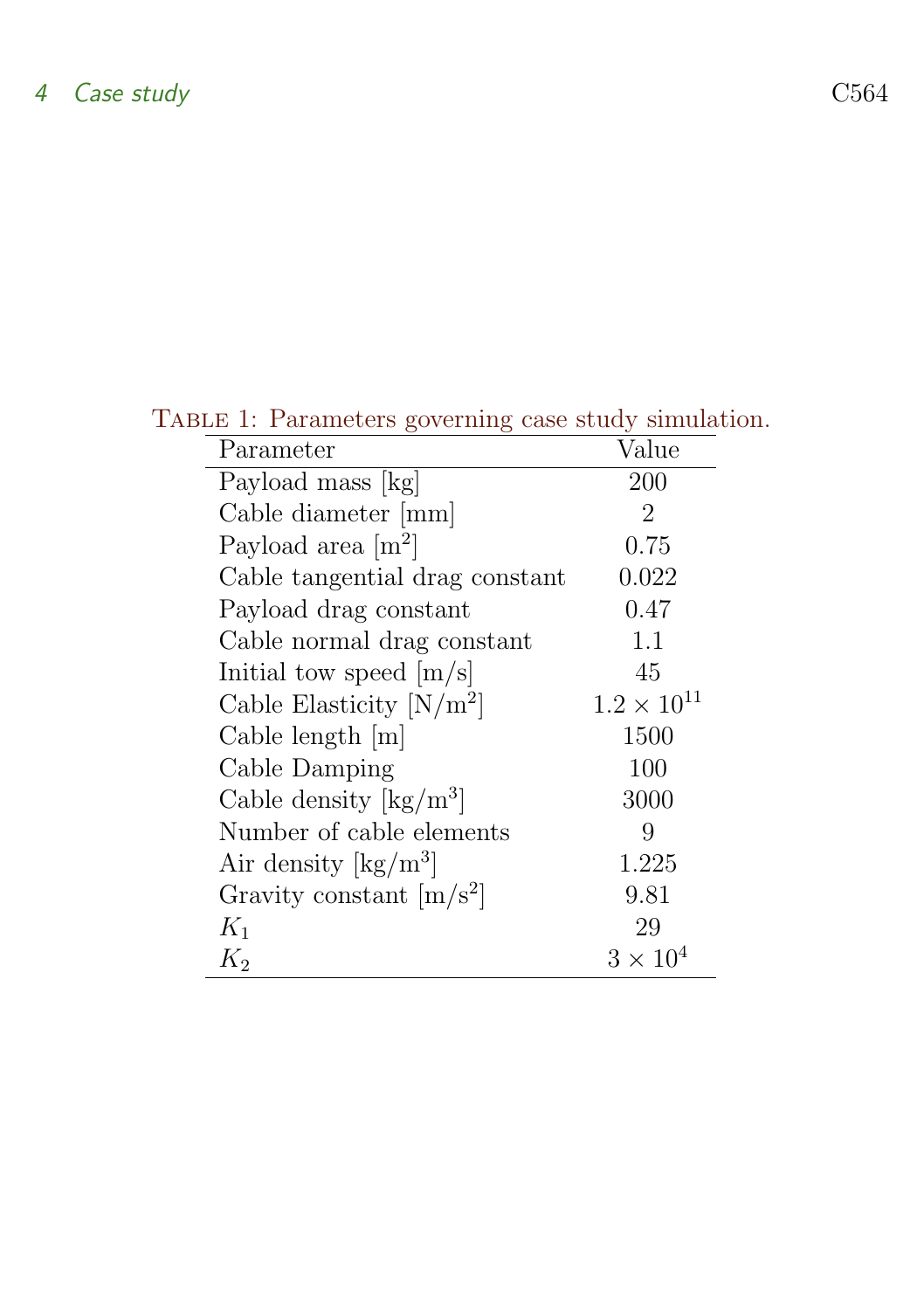Table 1: Parameters governing case study simulation.

| Parameter | Value |
| --- | --- |
| Payload mass [kg] | 200 |
| Cable diameter [mm] | 2 |
| Payload area [m$^2$] | 0.75 |
| Cable tangential drag constant | 0.022 |
| Payload drag constant | 0.47 |
| Cable normal drag constant | 1.1 |
| Initial tow speed [m/s] | 45 |
| Cable Elasticity [N/m$^2$] | $1.2 \times 10^{11}$ |
| Cable length [m] | 1500 |
| Cable Damping | 100 |
| Cable density [kg/m$^3$] | 3000 |
| Number of cable elements | 9 |
| Air density [kg/m$^3$] | 1.225 |
| Gravity constant [m/s$^2$] | 9.81 |
| $K_1$ | 29 |
| $K_2$ | $3 \times 10^4$ |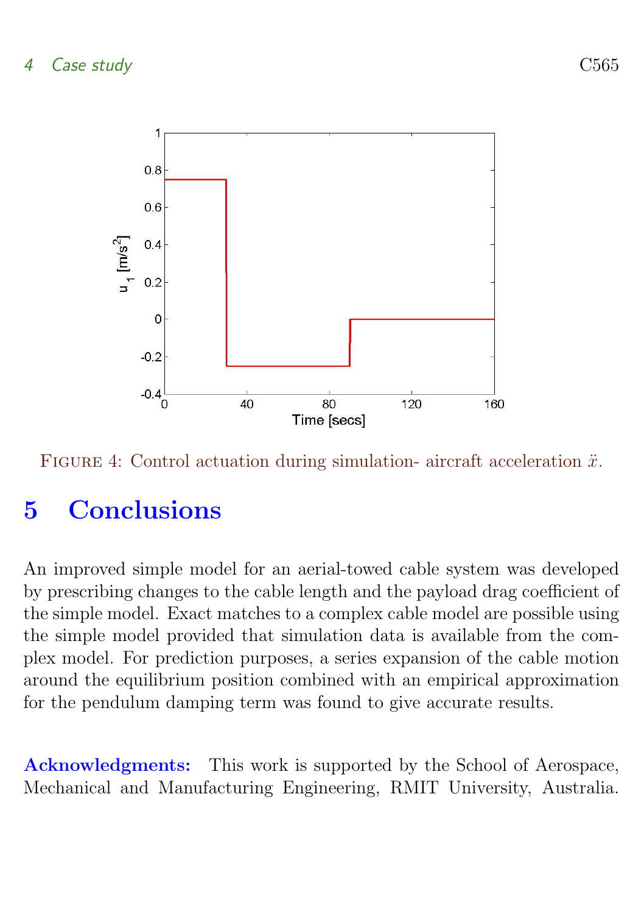Figure 4: Control actuation during simulation- aircraft acceleration $\ddot{x}$.

## 5 Conclusions

An improved simple model for an aerial-towed cable system was developed by prescribing changes to the cable length and the payload drag coefficient of the simple model. Exact matches to a complex cable model are possible using the simple model provided that simulation data is available from the complex model. For prediction purposes, a series expansion of the cable motion around the equilibrium position combined with an empirical approximation for the pendulum damping term was found to give accurate results.

**Acknowledgments:** This work is supported by the School of Aerospace, Mechanical and Manufacturing Engineering, RMIT University, Australia.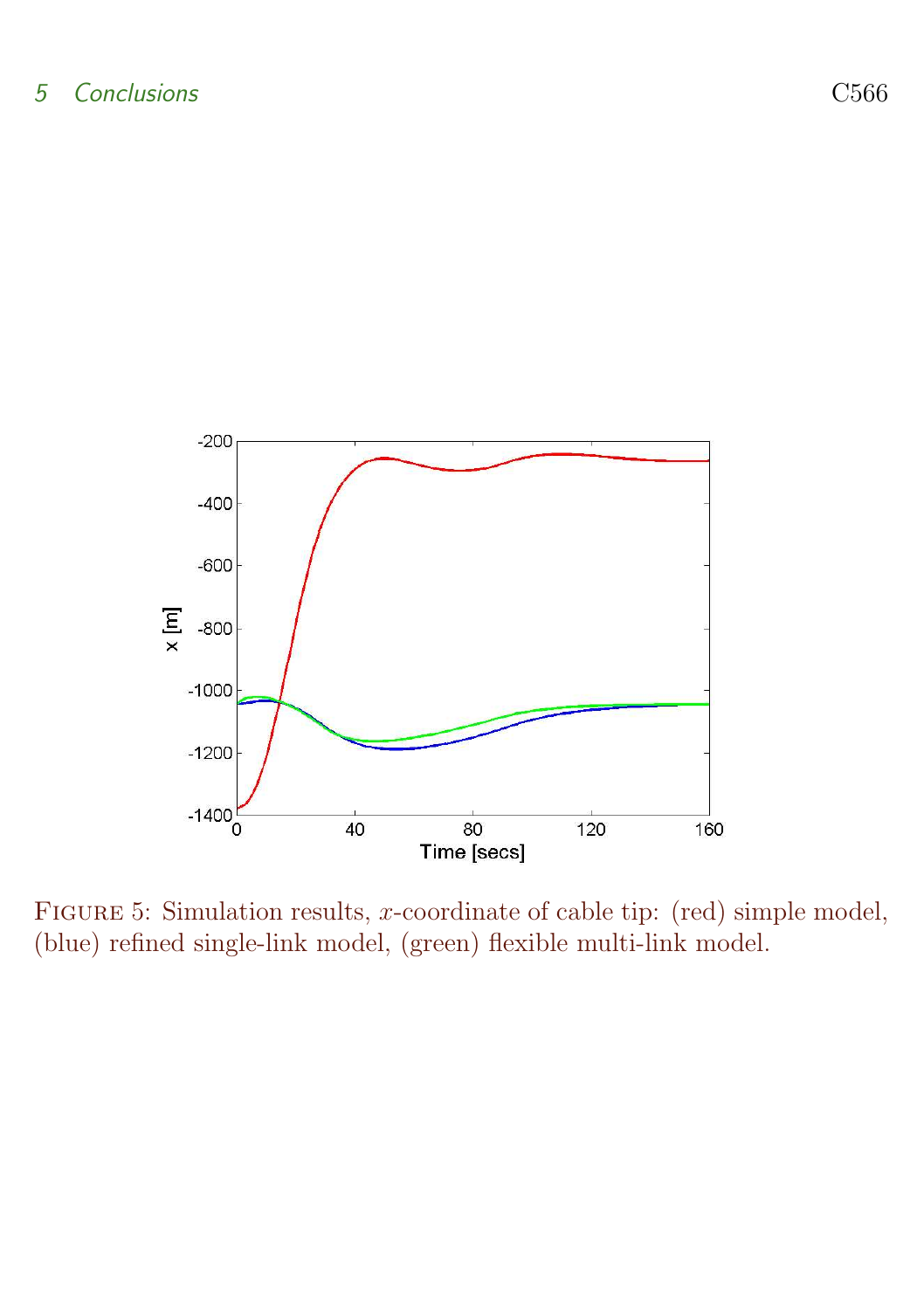Figure 5: Simulation results, $x$-coordinate of cable tip: (red) simple model, (blue) refined single-link model, (green) flexible multi-link model.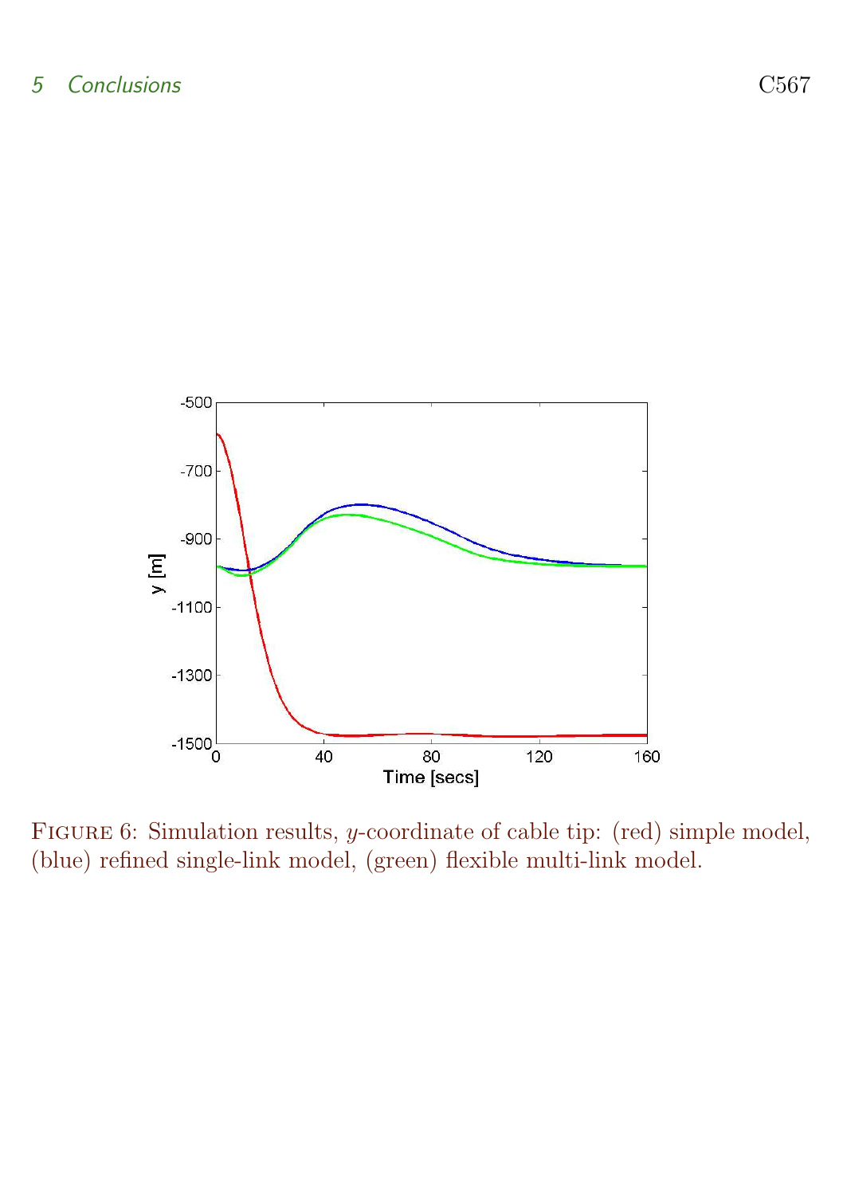FIGURE 6: Simulation results, $y$-coordinate of cable tip: (red) simple model, (blue) refined single-link model, (green) flexible multi-link model.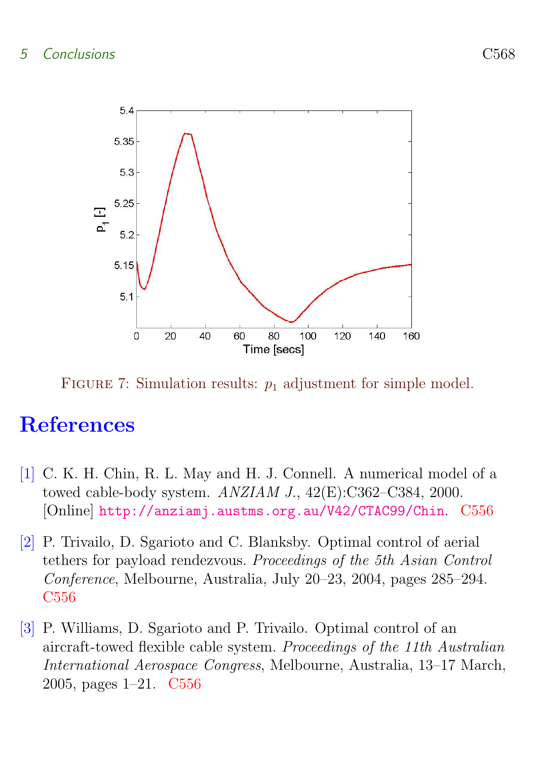FIGURE 7: Simulation results: $p_1$ adjustment for simple model.

# References

[1] C. K. H. Chin, R. L. May and H. J. Connell. A numerical model of a towed cable-body system. *ANZIAM J.*, 42(E):C362–C384, 2000. [Online] http://anziamj.austms.org.au/V42/CTAC99/Chin. C556

[2] P. Trivailo, D. Sgarioto and C. Blanksby. Optimal control of aerial tethers for payload rendezvous. *Proceedings of the 5th Asian Control Conference*, Melbourne, Australia, July 20–23, 2004, pages 285–294. C556

[3] P. Williams, D. Sgarioto and P. Trivailo. Optimal control of an aircraft-towed flexible cable system. *Proceedings of the 11th Australian International Aerospace Congress*, Melbourne, Australia, 13–17 March, 2005, pages 1–21. C556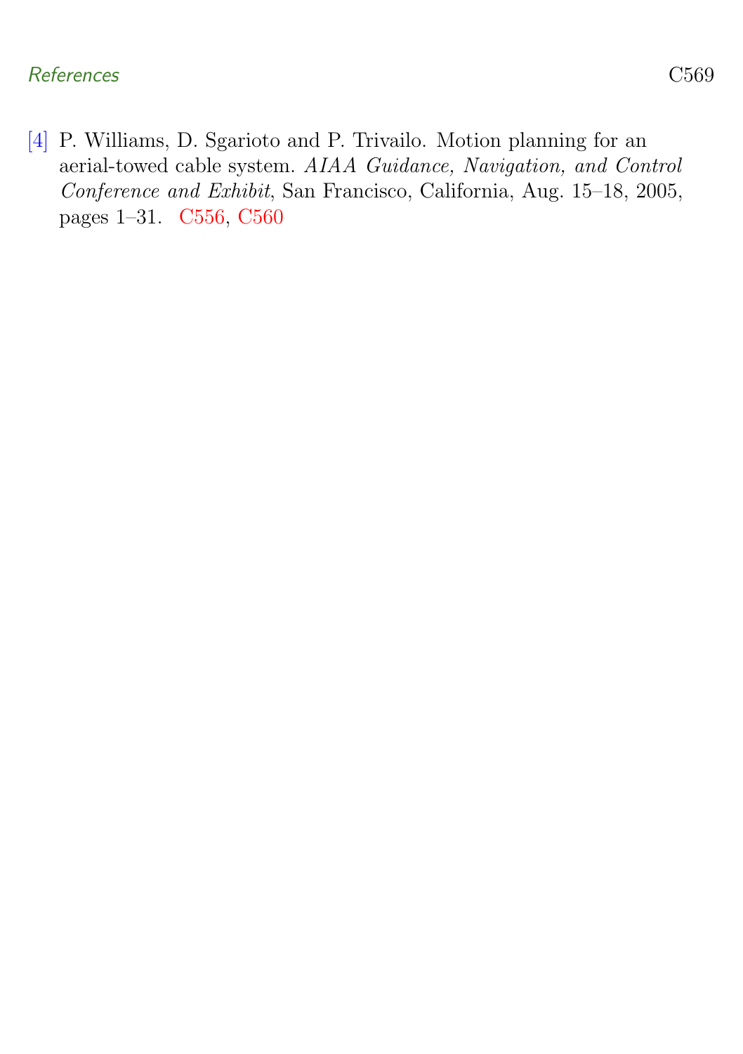[4] P. Williams, D. Sgarioto and P. Trivailo. Motion planning for an aerial-towed cable system. *AIAA Guidance, Navigation, and Control Conference and Exhibit*, San Francisco, California, Aug. 15–18, 2005, pages 1–31. C556, C560